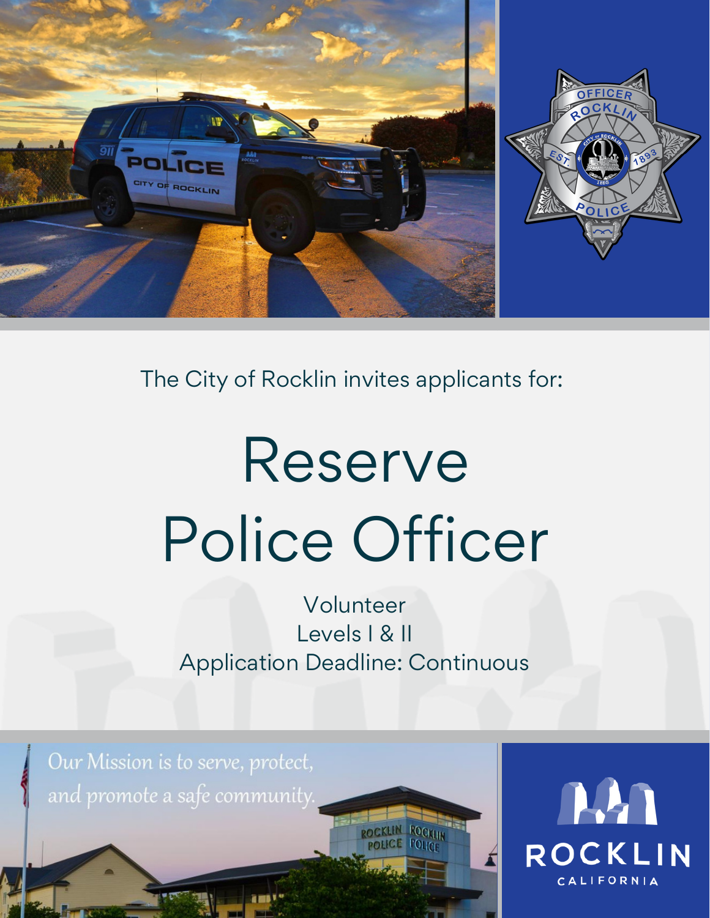The City of Rocklin invites applicants for:

# Reserve Police Officer

Volunteer

Levels I & II

Application Deadline: Continuous

Our Mission is to serve, protect, and promote a safe community.

ROCKLIN CALIFORNIA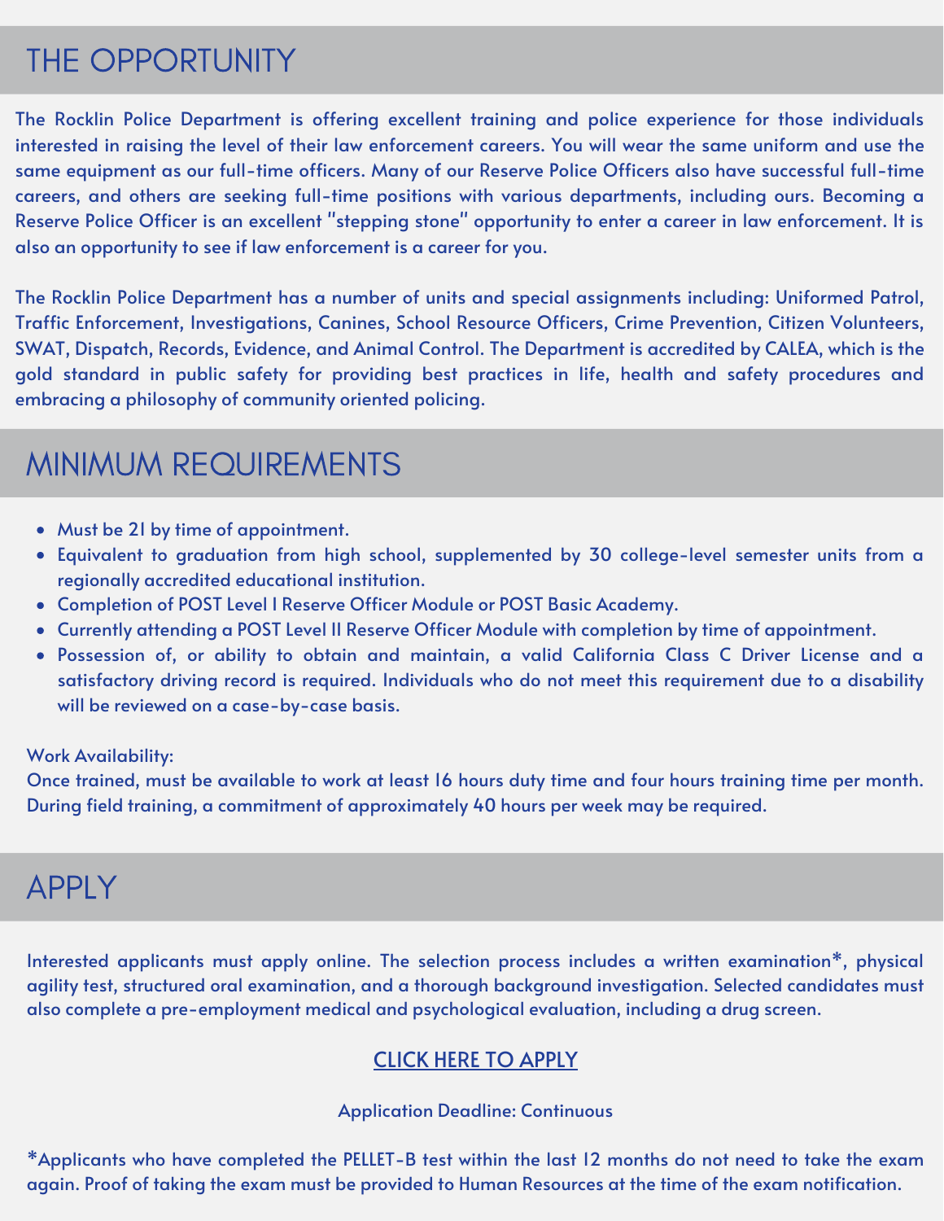## THE OPPORTUNITY

The Rocklin Police Department is offering excellent training and police experience for those individuals interested in raising the level of their law enforcement careers. You will wear the same uniform and use the same equipment as our full-time officers. Many of our Reserve Police Officers also have successful full-time careers, and others are seeking full-time positions with various departments, including ours. Becoming a Reserve Police Officer is an excellent "stepping stone" opportunity to enter a career in law enforcement. It is also an opportunity to see if law enforcement is a career for you.

The Rocklin Police Department has a number of units and special assignments including: Uniformed Patrol, Traffic Enforcement, Investigations, Canines, School Resource Officers, Crime Prevention, Citizen Volunteers, SWAT, Dispatch, Records, Evidence, and Animal Control. The Department is accredited by CALEA, which is the gold standard in public safety for providing best practices in life, health and safety procedures and embracing a philosophy of community oriented policing.

## MINIMUM REQUIREMENTS

- Must be 21 by time of appointment.
- Equivalent to graduation from high school, supplemented by 30 college-level semester units from a regionally accredited educational institution.
- Completion of POST Level I Reserve Officer Module or POST Basic Academy.
- Currently attending a POST Level II Reserve Officer Module with completion by time of appointment.
- Possession of, or ability to obtain and maintain, a valid California Class C Driver License and a satisfactory driving record is required. Individuals who do not meet this requirement due to a disability will be reviewed on a case-by-case basis.

Work Availability:
Once trained, must be available to work at least 16 hours duty time and four hours training time per month. During field training, a commitment of approximately 40 hours per week may be required.

## APPLY

Interested applicants must apply online. The selection process includes a written examination*, physical agility test, structured oral examination, and a thorough background investigation. Selected candidates must also complete a pre-employment medical and psychological evaluation, including a drug screen.

CLICK HERE TO APPLY

Application Deadline: Continuous

*Applicants who have completed the PELLET-B test within the last 12 months do not need to take the exam again. Proof of taking the exam must be provided to Human Resources at the time of the exam notification.